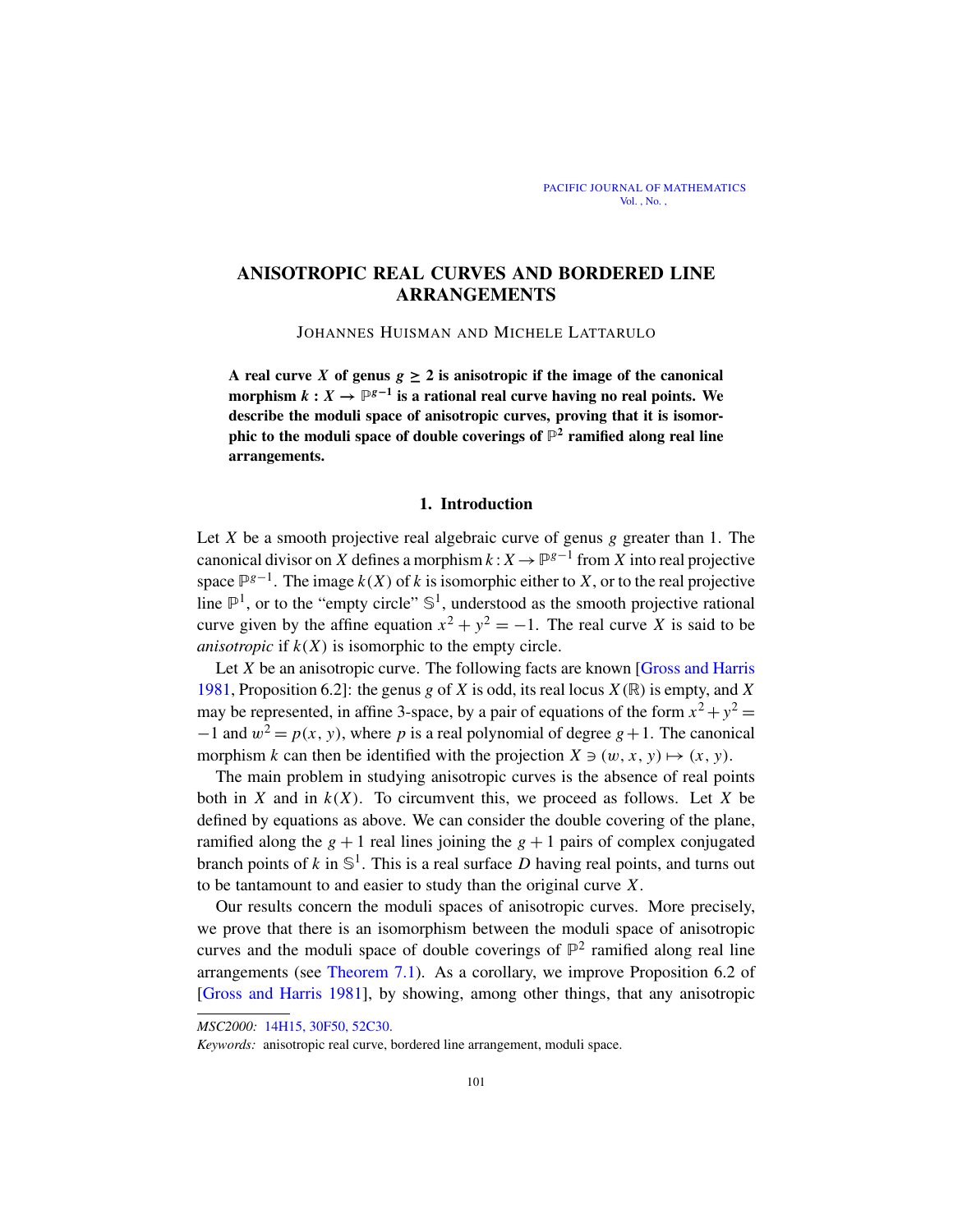# ANISOTROPIC REAL CURVES AND BORDERED LINE ARRANGEMENTS

JOHANNES HUISMAN AND MICHELE LATTARULO

**A real curve $X$ of genus $g \geq 2$ is anisotropic if the image of the canonical morphism $k : X \to \mathbb{P}^{g-1}$ is a rational real curve having no real points. We describe the moduli space of anisotropic curves, proving that it is isomorphic to the moduli space of double coverings of $\mathbb{P}^2$ ramified along real line arrangements.**

## 1. Introduction

Let $X$ be a smooth projective real algebraic curve of genus $g$ greater than 1. The canonical divisor on $X$ defines a morphism $k : X \to \mathbb{P}^{g-1}$ from $X$ into real projective space $\mathbb{P}^{g-1}$. The image $k(X)$ of $k$ is isomorphic either to $X$, or to the real projective line $\mathbb{P}^1$, or to the "empty circle" $\mathbb{S}^1$, understood as the smooth projective rational curve given by the affine equation $x^2 + y^2 = -1$. The real curve $X$ is said to be *anisotropic* if $k(X)$ is isomorphic to the empty circle.

Let $X$ be an anisotropic curve. The following facts are known [Gross and Harris 1981, Proposition 6.2]: the genus $g$ of $X$ is odd, its real locus $X(\mathbb{R})$ is empty, and $X$ may be represented, in affine 3-space, by a pair of equations of the form $x^2 + y^2 = -1$ and $w^2 = p(x, y)$, where $p$ is a real polynomial of degree $g+1$. The canonical morphism $k$ can then be identified with the projection $X \ni (w, x, y) \mapsto (x, y)$.

The main problem in studying anisotropic curves is the absence of real points both in $X$ and in $k(X)$. To circumvent this, we proceed as follows. Let $X$ be defined by equations as above. We can consider the double covering of the plane, ramified along the $g + 1$ real lines joining the $g + 1$ pairs of complex conjugated branch points of $k$ in $\mathbb{S}^1$. This is a real surface $D$ having real points, and turns out to be tantamount to and easier to study than the original curve $X$.

Our results concern the moduli spaces of anisotropic curves. More precisely, we prove that there is an isomorphism between the moduli space of anisotropic curves and the moduli space of double coverings of $\mathbb{P}^2$ ramified along real line arrangements (see Theorem 7.1). As a corollary, we improve Proposition 6.2 of [Gross and Harris 1981], by showing, among other things, that any anisotropic

---

*MSC2000:* 14H15, 30F50, 52C30.

*Keywords:* anisotropic real curve, bordered line arrangement, moduli space.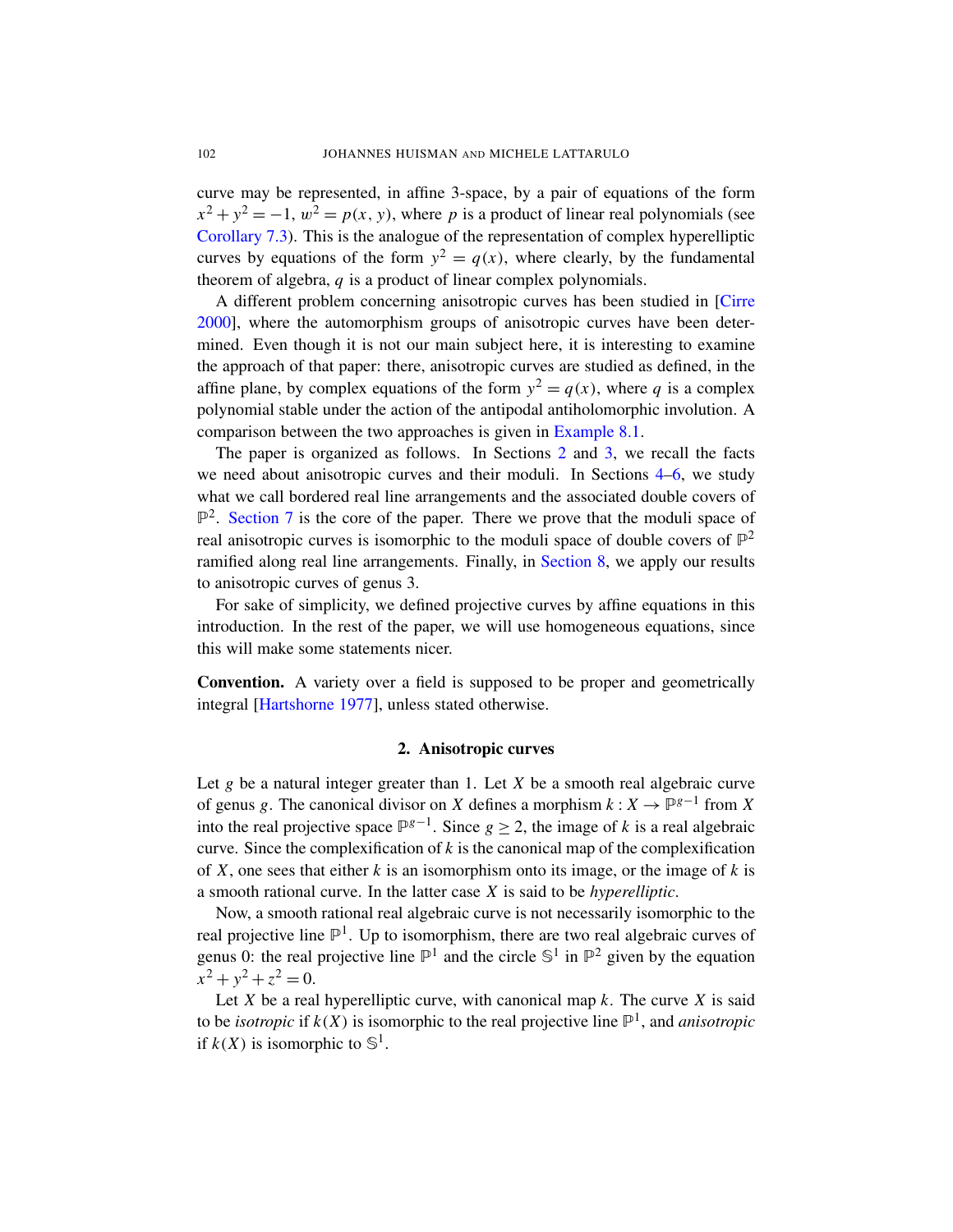curve may be represented, in affine 3-space, by a pair of equations of the form $x^2+y^2=-1$, $w^2=p(x,y)$, where $p$ is a product of linear real polynomials (see Corollary 7.3). This is the analogue of the representation of complex hyperelliptic curves by equations of the form $y^2=q(x)$, where clearly, by the fundamental theorem of algebra, $q$ is a product of linear complex polynomials.

A different problem concerning anisotropic curves has been studied in [Cirre 2000], where the automorphism groups of anisotropic curves have been determined. Even though it is not our main subject here, it is interesting to examine the approach of that paper: there, anisotropic curves are studied as defined, in the affine plane, by complex equations of the form $y^2=q(x)$, where $q$ is a complex polynomial stable under the action of the antipodal antiholomorphic involution. A comparison between the two approaches is given in Example 8.1.

The paper is organized as follows. In Sections 2 and 3, we recall the facts we need about anisotropic curves and their moduli. In Sections 4–6, we study what we call bordered real line arrangements and the associated double covers of $\mathbb{P}^2$. Section 7 is the core of the paper. There we prove that the moduli space of real anisotropic curves is isomorphic to the moduli space of double covers of $\mathbb{P}^2$ ramified along real line arrangements. Finally, in Section 8, we apply our results to anisotropic curves of genus 3.

For sake of simplicity, we defined projective curves by affine equations in this introduction. In the rest of the paper, we will use homogeneous equations, since this will make some statements nicer.

**Convention.** A variety over a field is supposed to be proper and geometrically integral [Hartshorne 1977], unless stated otherwise.

## 2. Anisotropic curves

Let $g$ be a natural integer greater than 1. Let $X$ be a smooth real algebraic curve of genus $g$. The canonical divisor on $X$ defines a morphism $k: X \to \mathbb{P}^{g-1}$ from $X$ into the real projective space $\mathbb{P}^{g-1}$. Since $g \geq 2$, the image of $k$ is a real algebraic curve. Since the complexification of $k$ is the canonical map of the complexification of $X$, one sees that either $k$ is an isomorphism onto its image, or the image of $k$ is a smooth rational curve. In the latter case $X$ is said to be *hyperelliptic*.

Now, a smooth rational real algebraic curve is not necessarily isomorphic to the real projective line $\mathbb{P}^1$. Up to isomorphism, there are two real algebraic curves of genus 0: the real projective line $\mathbb{P}^1$ and the circle $\mathbb{S}^1$ in $\mathbb{P}^2$ given by the equation $x^2+y^2+z^2=0$.

Let $X$ be a real hyperelliptic curve, with canonical map $k$. The curve $X$ is said to be *isotropic* if $k(X)$ is isomorphic to the real projective line $\mathbb{P}^1$, and *anisotropic* if $k(X)$ is isomorphic to $\mathbb{S}^1$.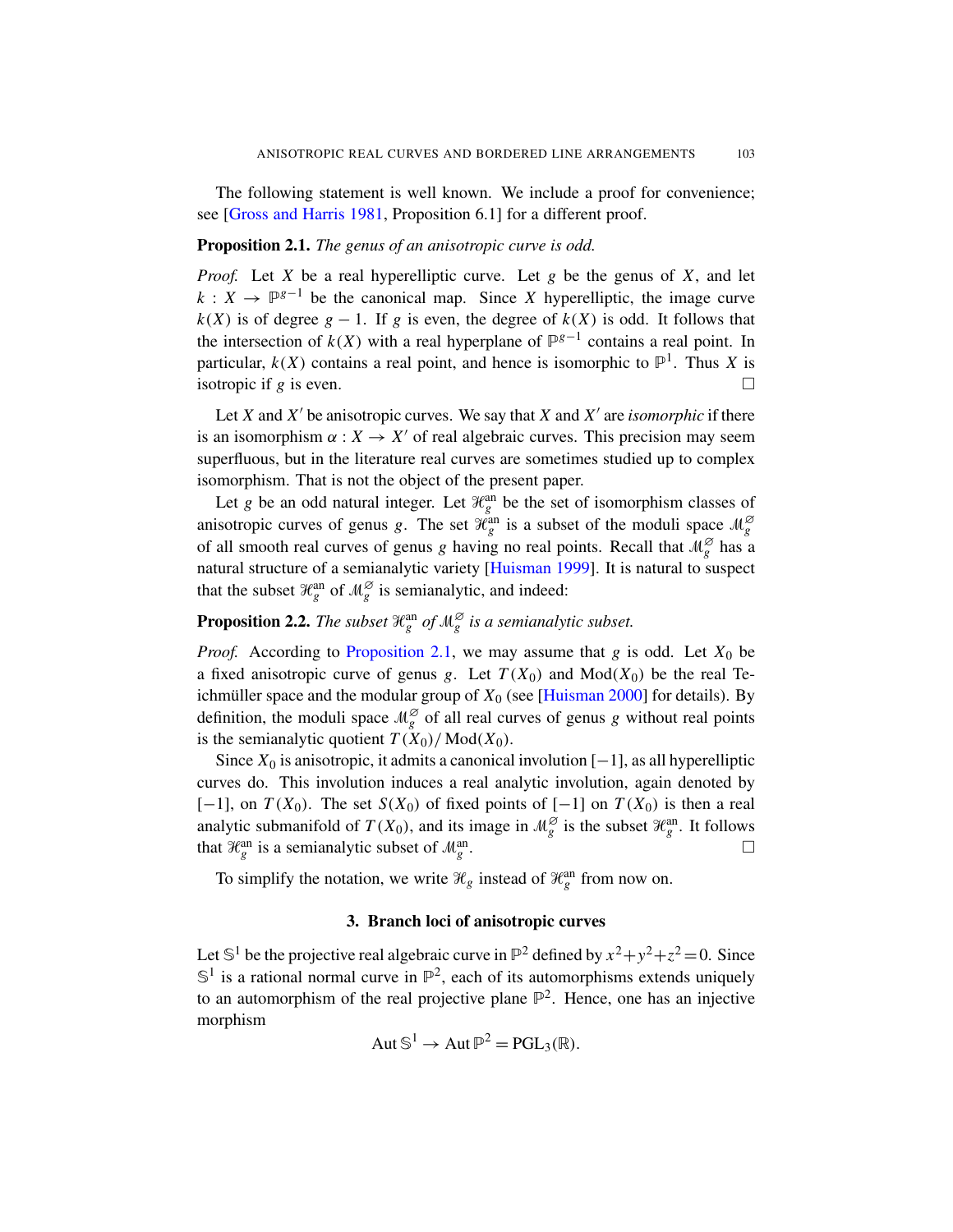The following statement is well known. We include a proof for convenience; see [Gross and Harris 1981, Proposition 6.1] for a different proof.

**Proposition 2.1.** *The genus of an anisotropic curve is odd.*

*Proof.* Let $X$ be a real hyperelliptic curve. Let $g$ be the genus of $X$, and let $k : X \to \mathbb{P}^{g-1}$ be the canonical map. Since $X$ hyperelliptic, the image curve $k(X)$ is of degree $g-1$. If $g$ is even, the degree of $k(X)$ is odd. It follows that the intersection of $k(X)$ with a real hyperplane of $\mathbb{P}^{g-1}$ contains a real point. In particular, $k(X)$ contains a real point, and hence is isomorphic to $\mathbb{P}^1$. Thus $X$ is isotropic if $g$ is even. □

Let $X$ and $X'$ be anisotropic curves. We say that $X$ and $X'$ are *isomorphic* if there is an isomorphism $\alpha : X \to X'$ of real algebraic curves. This precision may seem superfluous, but in the literature real curves are sometimes studied up to complex isomorphism. That is not the object of the present paper.

Let $g$ be an odd natural integer. Let $\mathcal{H}_g^{\mathrm{an}}$ be the set of isomorphism classes of anisotropic curves of genus $g$. The set $\mathcal{H}_g^{\mathrm{an}}$ is a subset of the moduli space $\mathcal{M}_g^{\varnothing}$ of all smooth real curves of genus $g$ having no real points. Recall that $\mathcal{M}_g^{\varnothing}$ has a natural structure of a semianalytic variety [Huisman 1999]. It is natural to suspect that the subset $\mathcal{H}_g^{\mathrm{an}}$ of $\mathcal{M}_g^{\varnothing}$ is semianalytic, and indeed:

**Proposition 2.2.** *The subset $\mathcal{H}_g^{\mathrm{an}}$ of $\mathcal{M}_g^{\varnothing}$ is a semianalytic subset.*

*Proof.* According to Proposition 2.1, we may assume that $g$ is odd. Let $X_0$ be a fixed anisotropic curve of genus $g$. Let $T(X_0)$ and $\mathrm{Mod}(X_0)$ be the real Teichmüller space and the modular group of $X_0$ (see [Huisman 2000] for details). By definition, the moduli space $\mathcal{M}_g^{\varnothing}$ of all real curves of genus $g$ without real points is the semianalytic quotient $T(X_0)/\mathrm{Mod}(X_0)$.

Since $X_0$ is anisotropic, it admits a canonical involution $[-1]$, as all hyperelliptic curves do. This involution induces a real analytic involution, again denoted by $[-1]$, on $T(X_0)$. The set $S(X_0)$ of fixed points of $[-1]$ on $T(X_0)$ is then a real analytic submanifold of $T(X_0)$, and its image in $\mathcal{M}_g^{\varnothing}$ is the subset $\mathcal{H}_g^{\mathrm{an}}$. It follows that $\mathcal{H}_g^{\mathrm{an}}$ is a semianalytic subset of $\mathcal{M}_g^{\mathrm{an}}$. □

To simplify the notation, we write $\mathcal{H}_g$ instead of $\mathcal{H}_g^{\mathrm{an}}$ from now on.

## 3. Branch loci of anisotropic curves

Let $\mathbb{S}^1$ be the projective real algebraic curve in $\mathbb{P}^2$ defined by $x^2+y^2+z^2=0$. Since $\mathbb{S}^1$ is a rational normal curve in $\mathbb{P}^2$, each of its automorphisms extends uniquely to an automorphism of the real projective plane $\mathbb{P}^2$. Hence, one has an injective morphism

$$\mathrm{Aut}\,\mathbb{S}^1 \to \mathrm{Aut}\,\mathbb{P}^2 = \mathrm{PGL}_3(\mathbb{R}).$$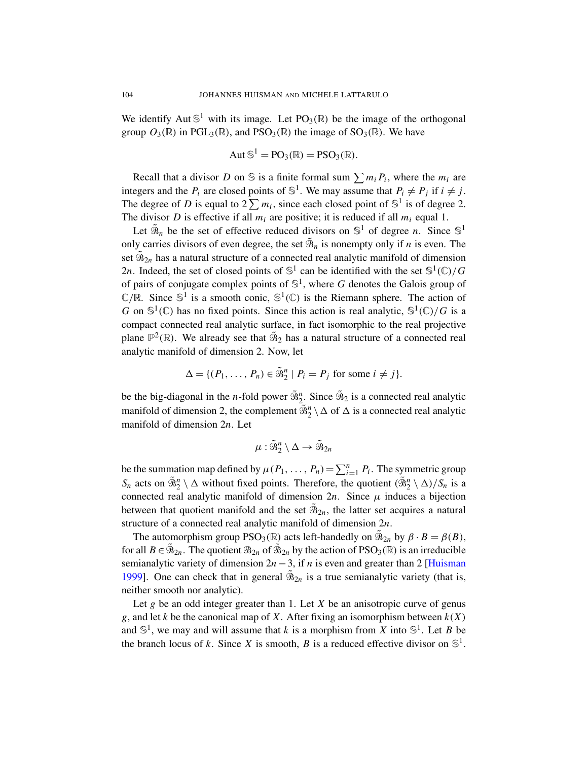We identify $\operatorname{Aut}\mathbb{S}^1$ with its image. Let $\mathrm{PO}_3(\mathbb{R})$ be the image of the orthogonal group $O_3(\mathbb{R})$ in $\mathrm{PGL}_3(\mathbb{R})$, and $\mathrm{PSO}_3(\mathbb{R})$ the image of $\mathrm{SO}_3(\mathbb{R})$. We have

$$\operatorname{Aut}\mathbb{S}^1 = \mathrm{PO}_3(\mathbb{R}) = \mathrm{PSO}_3(\mathbb{R}).$$

Recall that a divisor $D$ on $\mathbb{S}$ is a finite formal sum $\sum m_i P_i$, where the $m_i$ are integers and the $P_i$ are closed points of $\mathbb{S}^1$. We may assume that $P_i \neq P_j$ if $i \neq j$. The degree of $D$ is equal to $2\sum m_i$, since each closed point of $\mathbb{S}^1$ is of degree 2. The divisor $D$ is effective if all $m_i$ are positive; it is reduced if all $m_i$ equal 1.

Let $\tilde{\mathcal{B}}_n$ be the set of effective reduced divisors on $\mathbb{S}^1$ of degree $n$. Since $\mathbb{S}^1$ only carries divisors of even degree, the set $\tilde{\mathcal{B}}_n$ is nonempty only if $n$ is even. The set $\tilde{\mathcal{B}}_{2n}$ has a natural structure of a connected real analytic manifold of dimension $2n$. Indeed, the set of closed points of $\mathbb{S}^1$ can be identified with the set $\mathbb{S}^1(\mathbb{C})/G$ of pairs of conjugate complex points of $\mathbb{S}^1$, where $G$ denotes the Galois group of $\mathbb{C}/\mathbb{R}$. Since $\mathbb{S}^1$ is a smooth conic, $\mathbb{S}^1(\mathbb{C})$ is the Riemann sphere. The action of $G$ on $\mathbb{S}^1(\mathbb{C})$ has no fixed points. Since this action is real analytic, $\mathbb{S}^1(\mathbb{C})/G$ is a compact connected real analytic surface, in fact isomorphic to the real projective plane $\mathbb{P}^2(\mathbb{R})$. We already see that $\tilde{\mathcal{B}}_2$ has a natural structure of a connected real analytic manifold of dimension 2. Now, let

$$\Delta = \{(P_1, \dots, P_n) \in \tilde{\mathcal{B}}_2^n \mid P_i = P_j \text{ for some } i \neq j\}.$$

be the big-diagonal in the $n$-fold power $\tilde{\mathcal{B}}_2^n$. Since $\tilde{\mathcal{B}}_2$ is a connected real analytic manifold of dimension 2, the complement $\tilde{\mathcal{B}}_2^n \setminus \Delta$ of $\Delta$ is a connected real analytic manifold of dimension $2n$. Let

$$\mu : \tilde{\mathcal{B}}_2^n \setminus \Delta \to \tilde{\mathcal{B}}_{2n}$$

be the summation map defined by $\mu(P_1, \dots, P_n) = \sum_{i=1}^n P_i$. The symmetric group $S_n$ acts on $\tilde{\mathcal{B}}_2^n \setminus \Delta$ without fixed points. Therefore, the quotient $(\tilde{\mathcal{B}}_2^n \setminus \Delta)/S_n$ is a connected real analytic manifold of dimension $2n$. Since $\mu$ induces a bijection between that quotient manifold and the set $\tilde{\mathcal{B}}_{2n}$, the latter set acquires a natural structure of a connected real analytic manifold of dimension $2n$.

The automorphism group $\mathrm{PSO}_3(\mathbb{R})$ acts left-handedly on $\tilde{\mathcal{B}}_{2n}$ by $\beta \cdot B = \beta(B)$, for all $B \in \tilde{\mathcal{B}}_{2n}$. The quotient $\mathcal{B}_{2n}$ of $\tilde{\mathcal{B}}_{2n}$ by the action of $\mathrm{PSO}_3(\mathbb{R})$ is an irreducible semianalytic variety of dimension $2n-3$, if $n$ is even and greater than 2 [Huisman 1999]. One can check that in general $\tilde{\mathcal{B}}_{2n}$ is a true semianalytic variety (that is, neither smooth nor analytic).

Let $g$ be an odd integer greater than 1. Let $X$ be an anisotropic curve of genus $g$, and let $k$ be the canonical map of $X$. After fixing an isomorphism between $k(X)$ and $\mathbb{S}^1$, we may and will assume that $k$ is a morphism from $X$ into $\mathbb{S}^1$. Let $B$ be the branch locus of $k$. Since $X$ is smooth, $B$ is a reduced effective divisor on $\mathbb{S}^1$.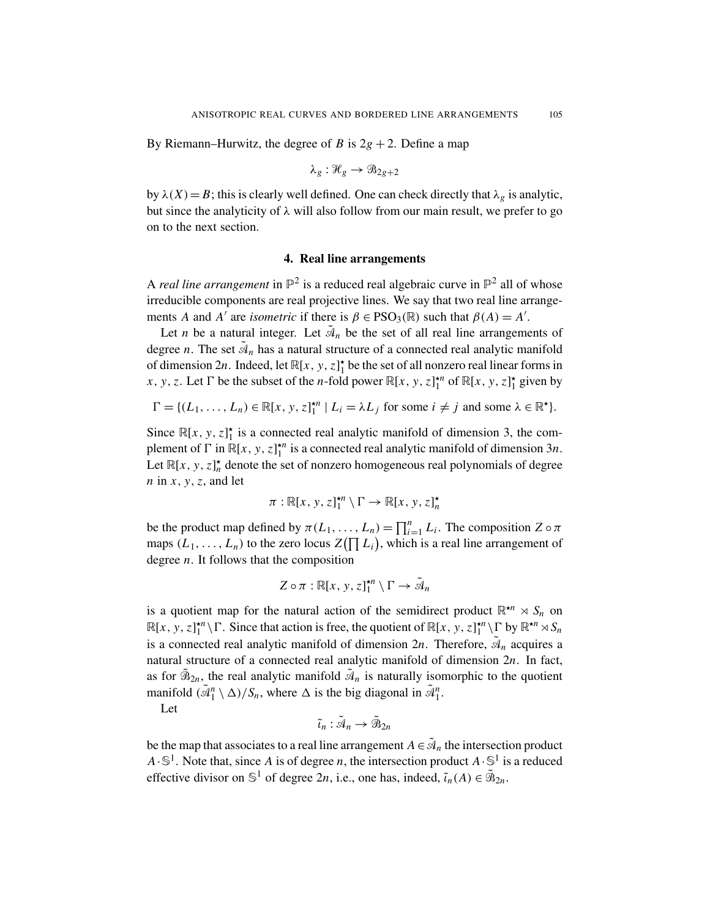By Riemann–Hurwitz, the degree of $B$ is $2g+2$. Define a map

$$\lambda_g : \mathscr{H}_g \to \mathscr{B}_{2g+2}$$

by $\lambda(X) = B$; this is clearly well defined. One can check directly that $\lambda_g$ is analytic, but since the analyticity of $\lambda$ will also follow from our main result, we prefer to go on to the next section.

## 4. Real line arrangements

A *real line arrangement* in $\mathbb{P}^2$ is a reduced real algebraic curve in $\mathbb{P}^2$ all of whose irreducible components are real projective lines. We say that two real line arrangements $A$ and $A'$ are *isometric* if there is $\beta \in \mathrm{PSO}_3(\mathbb{R})$ such that $\beta(A) = A'$.

Let $n$ be a natural integer. Let $\tilde{\mathscr{A}}_n$ be the set of all real line arrangements of degree $n$. The set $\tilde{\mathscr{A}}_n$ has a natural structure of a connected real analytic manifold of dimension $2n$. Indeed, let $\mathbb{R}[x, y, z]_1^\star$ be the set of all nonzero real linear forms in $x, y, z$. Let $\Gamma$ be the subset of the $n$-fold power $\mathbb{R}[x, y, z]_1^{\star n}$ of $\mathbb{R}[x, y, z]_1^\star$ given by

$$\Gamma = \{(L_1, \dots, L_n) \in \mathbb{R}[x, y, z]_1^{\star n} \mid L_i = \lambda L_j \text{ for some } i \neq j \text{ and some } \lambda \in \mathbb{R}^\star\}.$$

Since $\mathbb{R}[x, y, z]_1^\star$ is a connected real analytic manifold of dimension 3, the complement of $\Gamma$ in $\mathbb{R}[x, y, z]_1^{\star n}$ is a connected real analytic manifold of dimension $3n$. Let $\mathbb{R}[x, y, z]_n^\star$ denote the set of nonzero homogeneous real polynomials of degree $n$ in $x, y, z$, and let

$$\pi : \mathbb{R}[x, y, z]_1^{\star n} \setminus \Gamma \to \mathbb{R}[x, y, z]_n^\star$$

be the product map defined by $\pi(L_1, \dots, L_n) = \prod_{i=1}^n L_i$. The composition $Z \circ \pi$ maps $(L_1, \dots, L_n)$ to the zero locus $Z\big(\prod L_i\big)$, which is a real line arrangement of degree $n$. It follows that the composition

$$Z \circ \pi : \mathbb{R}[x, y, z]_1^{\star n} \setminus \Gamma \to \tilde{\mathscr{A}}_n$$

is a quotient map for the natural action of the semidirect product $\mathbb{R}^{\star n} \rtimes S_n$ on $\mathbb{R}[x, y, z]_1^{\star n} \setminus \Gamma$. Since that action is free, the quotient of $\mathbb{R}[x, y, z]_1^{\star n} \setminus \Gamma$ by $\mathbb{R}^{\star n} \rtimes S_n$ is a connected real analytic manifold of dimension $2n$. Therefore, $\tilde{\mathscr{A}}_n$ acquires a natural structure of a connected real analytic manifold of dimension $2n$. In fact, as for $\tilde{\mathscr{B}}_{2n}$, the real analytic manifold $\tilde{\mathscr{A}}_n$ is naturally isomorphic to the quotient manifold $(\tilde{\mathscr{A}}_1^n \setminus \Delta)/S_n$, where $\Delta$ is the big diagonal in $\tilde{\mathscr{A}}_1^n$.

Let

$$\tilde{\iota}_n : \tilde{\mathscr{A}}_n \to \tilde{\mathscr{B}}_{2n}$$

be the map that associates to a real line arrangement $A \in \tilde{\mathscr{A}}_n$ the intersection product $A \cdot \mathbb{S}^1$. Note that, since $A$ is of degree $n$, the intersection product $A \cdot \mathbb{S}^1$ is a reduced effective divisor on $\mathbb{S}^1$ of degree $2n$, i.e., one has, indeed, $\tilde{\iota}_n(A) \in \tilde{\mathscr{B}}_{2n}$.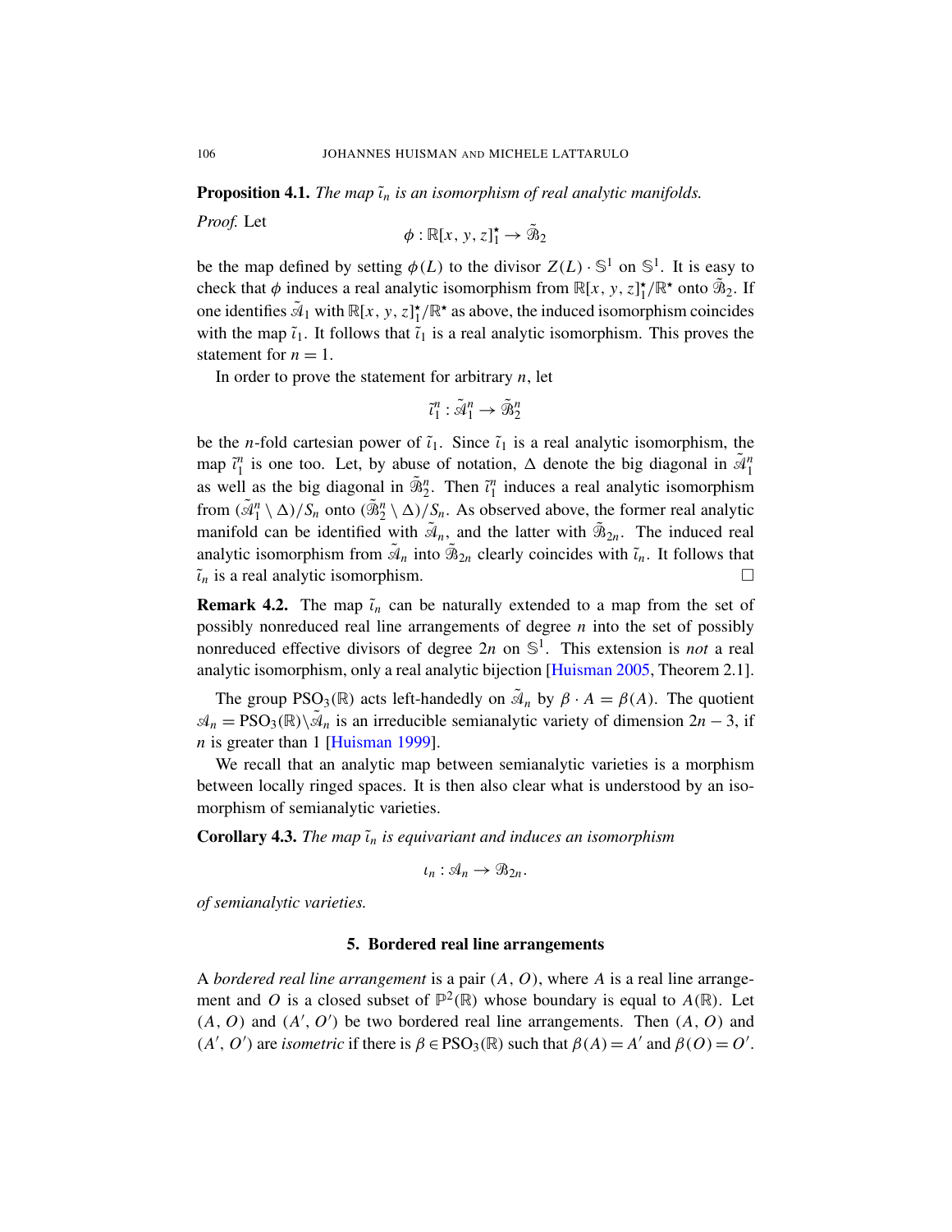**Proposition 4.1.** *The map $\tilde{\iota}_n$ is an isomorphism of real analytic manifolds.*

*Proof.* Let

$$\phi : \mathbb{R}[x, y, z]_1^\star \to \tilde{\mathscr{B}}_2$$

be the map defined by setting $\phi(L)$ to the divisor $Z(L) \cdot \mathbb{S}^1$ on $\mathbb{S}^1$. It is easy to check that $\phi$ induces a real analytic isomorphism from $\mathbb{R}[x, y, z]_1^\star/\mathbb{R}^\star$ onto $\tilde{\mathscr{B}}_2$. If one identifies $\tilde{\mathscr{A}}_1$ with $\mathbb{R}[x, y, z]_1^\star/\mathbb{R}^\star$ as above, the induced isomorphism coincides with the map $\tilde{\iota}_1$. It follows that $\tilde{\iota}_1$ is a real analytic isomorphism. This proves the statement for $n = 1$.

In order to prove the statement for arbitrary $n$, let

$$\tilde{\iota}_1^n : \tilde{\mathscr{A}}_1^n \to \tilde{\mathscr{B}}_2^n$$

be the $n$-fold cartesian power of $\tilde{\iota}_1$. Since $\tilde{\iota}_1$ is a real analytic isomorphism, the map $\tilde{\iota}_1^n$ is one too. Let, by abuse of notation, $\Delta$ denote the big diagonal in $\tilde{\mathscr{A}}_1^n$ as well as the big diagonal in $\tilde{\mathscr{B}}_2^n$. Then $\tilde{\iota}_1^n$ induces a real analytic isomorphism from $(\tilde{\mathscr{A}}_1^n \setminus \Delta)/S_n$ onto $(\tilde{\mathscr{B}}_2^n \setminus \Delta)/S_n$. As observed above, the former real analytic manifold can be identified with $\tilde{\mathscr{A}}_n$, and the latter with $\tilde{\mathscr{B}}_{2n}$. The induced real analytic isomorphism from $\tilde{\mathscr{A}}_n$ into $\tilde{\mathscr{B}}_{2n}$ clearly coincides with $\tilde{\iota}_n$. It follows that $\tilde{\iota}_n$ is a real analytic isomorphism. □

**Remark 4.2.** The map $\tilde{\iota}_n$ can be naturally extended to a map from the set of possibly nonreduced real line arrangements of degree $n$ into the set of possibly nonreduced effective divisors of degree $2n$ on $\mathbb{S}^1$. This extension is *not* a real analytic isomorphism, only a real analytic bijection [Huisman 2005, Theorem 2.1].

The group $\mathrm{PSO}_3(\mathbb{R})$ acts left-handedly on $\tilde{\mathscr{A}}_n$ by $\beta \cdot A = \beta(A)$. The quotient $\mathscr{A}_n = \mathrm{PSO}_3(\mathbb{R}) \backslash \tilde{\mathscr{A}}_n$ is an irreducible semianalytic variety of dimension $2n - 3$, if $n$ is greater than 1 [Huisman 1999].

We recall that an analytic map between semianalytic varieties is a morphism between locally ringed spaces. It is then also clear what is understood by an isomorphism of semianalytic varieties.

**Corollary 4.3.** *The map $\tilde{\iota}_n$ is equivariant and induces an isomorphism*

$$\iota_n : \mathscr{A}_n \to \mathscr{B}_{2n}.$$

*of semianalytic varieties.*

## 5. Bordered real line arrangements

A *bordered real line arrangement* is a pair $(A, O)$, where $A$ is a real line arrangement and $O$ is a closed subset of $\mathbb{P}^2(\mathbb{R})$ whose boundary is equal to $A(\mathbb{R})$. Let $(A, O)$ and $(A', O')$ be two bordered real line arrangements. Then $(A, O)$ and $(A', O')$ are *isometric* if there is $\beta \in \mathrm{PSO}_3(\mathbb{R})$ such that $\beta(A) = A'$ and $\beta(O) = O'$.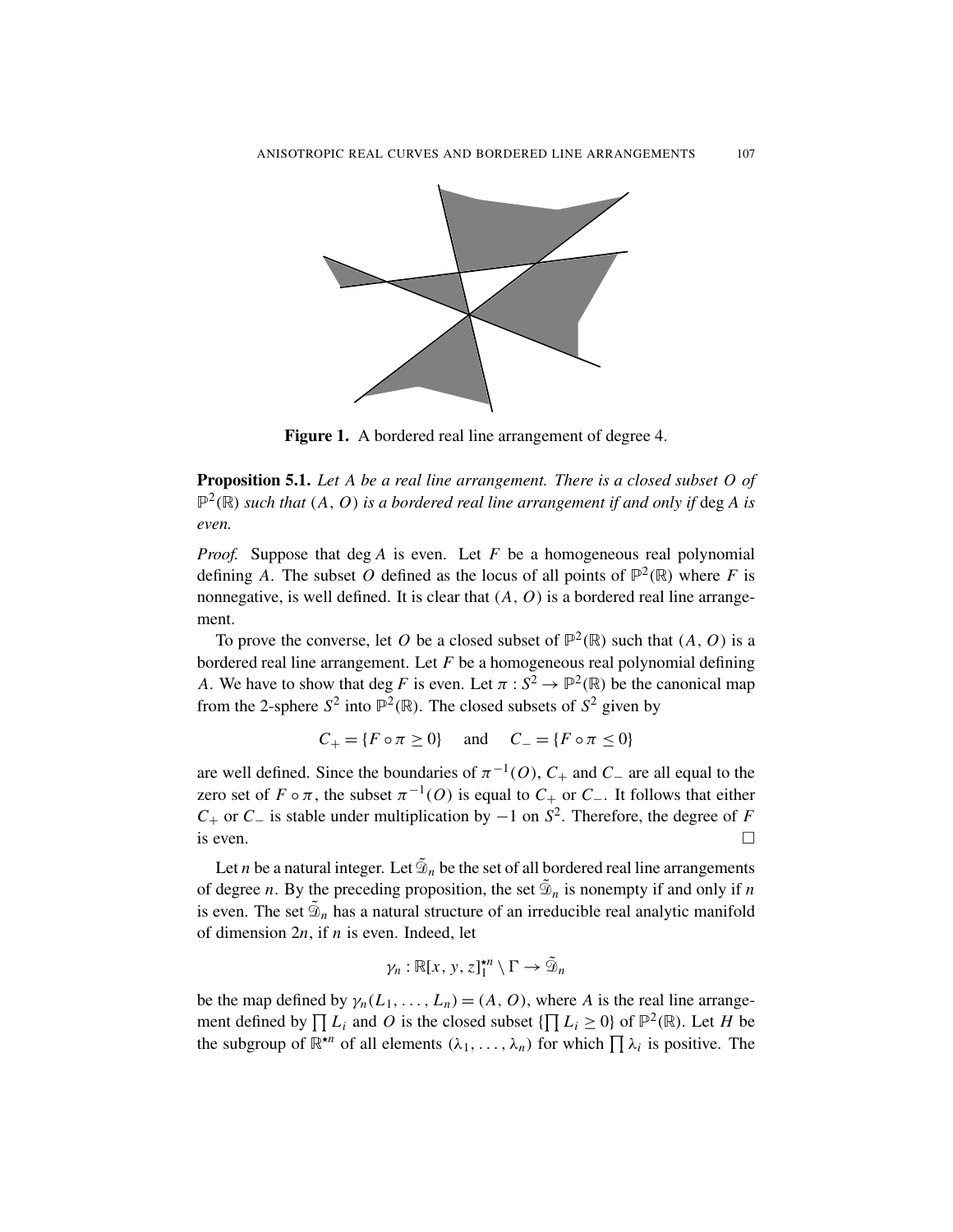**Figure 1.** A bordered real line arrangement of degree 4.

**Proposition 5.1.** *Let $A$ be a real line arrangement. There is a closed subset $O$ of $\mathbb{P}^2(\mathbb{R})$ such that $(A, O)$ is a bordered real line arrangement if and only if* $\deg A$ *is even.*

*Proof.* Suppose that $\deg A$ is even. Let $F$ be a homogeneous real polynomial defining $A$. The subset $O$ defined as the locus of all points of $\mathbb{P}^2(\mathbb{R})$ where $F$ is nonnegative, is well defined. It is clear that $(A, O)$ is a bordered real line arrangement.

To prove the converse, let $O$ be a closed subset of $\mathbb{P}^2(\mathbb{R})$ such that $(A, O)$ is a bordered real line arrangement. Let $F$ be a homogeneous real polynomial defining $A$. We have to show that $\deg F$ is even. Let $\pi : S^2 \to \mathbb{P}^2(\mathbb{R})$ be the canonical map from the 2-sphere $S^2$ into $\mathbb{P}^2(\mathbb{R})$. The closed subsets of $S^2$ given by

$$C_+ = \{F \circ \pi \geq 0\} \quad \text{and} \quad C_- = \{F \circ \pi \leq 0\}$$

are well defined. Since the boundaries of $\pi^{-1}(O)$, $C_+$ and $C_-$ are all equal to the zero set of $F \circ \pi$, the subset $\pi^{-1}(O)$ is equal to $C_+$ or $C_-$. It follows that either $C_+$ or $C_-$ is stable under multiplication by $-1$ on $S^2$. Therefore, the degree of $F$ is even. □

Let $n$ be a natural integer. Let $\tilde{\mathfrak{D}}_n$ be the set of all bordered real line arrangements of degree $n$. By the preceding proposition, the set $\tilde{\mathfrak{D}}_n$ is nonempty if and only if $n$ is even. The set $\tilde{\mathfrak{D}}_n$ has a natural structure of an irreducible real analytic manifold of dimension $2n$, if $n$ is even. Indeed, let

$$\gamma_n : \mathbb{R}[x, y, z]_1^{\star n} \setminus \Gamma \to \tilde{\mathfrak{D}}_n$$

be the map defined by $\gamma_n(L_1, \ldots, L_n) = (A, O)$, where $A$ is the real line arrangement defined by $\prod L_i$ and $O$ is the closed subset $\{\prod L_i \geq 0\}$ of $\mathbb{P}^2(\mathbb{R})$. Let $H$ be the subgroup of $\mathbb{R}^{\star n}$ of all elements $(\lambda_1, \ldots, \lambda_n)$ for which $\prod \lambda_i$ is positive. The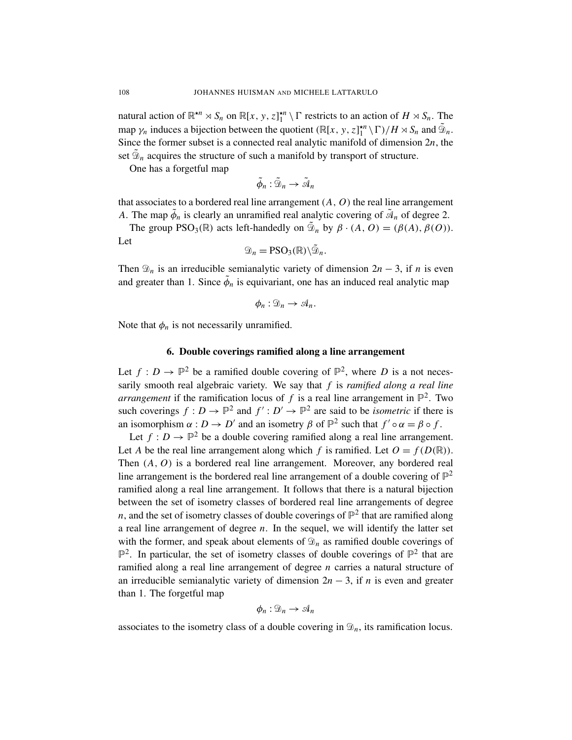natural action of $\mathbb{R}^{\star n} \rtimes S_n$ on $\mathbb{R}[x, y, z]_1^{\star n} \setminus \Gamma$ restricts to an action of $H \rtimes S_n$. The map $\gamma_n$ induces a bijection between the quotient $(\mathbb{R}[x, y, z]_1^{\star n} \setminus \Gamma)/H \rtimes S_n$ and $\tilde{\mathcal{D}}_n$. Since the former subset is a connected real analytic manifold of dimension $2n$, the set $\tilde{\mathcal{D}}_n$ acquires the structure of such a manifold by transport of structure.

One has a forgetful map

$$\tilde{\phi}_n : \tilde{\mathcal{D}}_n \to \tilde{\mathcal{A}}_n$$

that associates to a bordered real line arrangement $(A, O)$ the real line arrangement $A$. The map $\tilde{\phi}_n$ is clearly an unramified real analytic covering of $\tilde{\mathcal{A}}_n$ of degree 2.

The group $\mathrm{PSO}_3(\mathbb{R})$ acts left-handedly on $\tilde{\mathcal{D}}_n$ by $\beta \cdot (A, O) = (\beta(A), \beta(O))$. Let

$$\mathcal{D}_n = \mathrm{PSO}_3(\mathbb{R}) \backslash \tilde{\mathcal{D}}_n.$$

Then $\mathcal{D}_n$ is an irreducible semianalytic variety of dimension $2n - 3$, if $n$ is even and greater than 1. Since $\tilde{\phi}_n$ is equivariant, one has an induced real analytic map

$$\phi_n : \mathcal{D}_n \to \mathcal{A}_n.$$

Note that $\phi_n$ is not necessarily unramified.

## 6. Double coverings ramified along a line arrangement

Let $f : D \to \mathbb{P}^2$ be a ramified double covering of $\mathbb{P}^2$, where $D$ is a not necessarily smooth real algebraic variety. We say that $f$ is *ramified along a real line arrangement* if the ramification locus of $f$ is a real line arrangement in $\mathbb{P}^2$. Two such coverings $f : D \to \mathbb{P}^2$ and $f' : D' \to \mathbb{P}^2$ are said to be *isometric* if there is an isomorphism $\alpha : D \to D'$ and an isometry $\beta$ of $\mathbb{P}^2$ such that $f' \circ \alpha = \beta \circ f$.

Let $f : D \to \mathbb{P}^2$ be a double covering ramified along a real line arrangement. Let $A$ be the real line arrangement along which $f$ is ramified. Let $O = f(D(\mathbb{R}))$. Then $(A, O)$ is a bordered real line arrangement. Moreover, any bordered real line arrangement is the bordered real line arrangement of a double covering of $\mathbb{P}^2$ ramified along a real line arrangement. It follows that there is a natural bijection between the set of isometry classes of bordered real line arrangements of degree $n$, and the set of isometry classes of double coverings of $\mathbb{P}^2$ that are ramified along a real line arrangement of degree $n$. In the sequel, we will identify the latter set with the former, and speak about elements of $\mathcal{D}_n$ as ramified double coverings of $\mathbb{P}^2$. In particular, the set of isometry classes of double coverings of $\mathbb{P}^2$ that are ramified along a real line arrangement of degree $n$ carries a natural structure of an irreducible semianalytic variety of dimension $2n - 3$, if $n$ is even and greater than 1. The forgetful map

$$\phi_n : \mathcal{D}_n \to \mathcal{A}_n$$

associates to the isometry class of a double covering in $\mathcal{D}_n$, its ramification locus.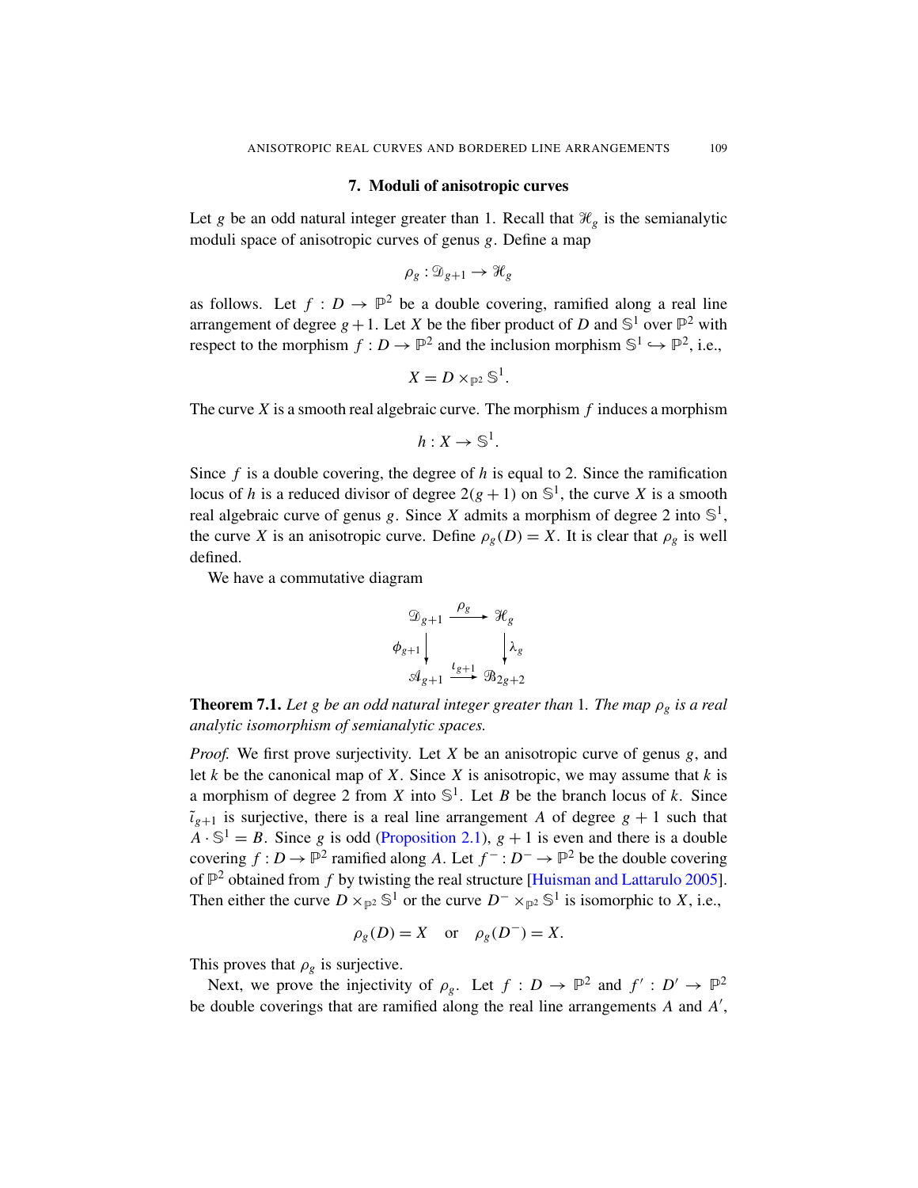## 7. Moduli of anisotropic curves

Let $g$ be an odd natural integer greater than 1. Recall that $\mathcal{H}_g$ is the semianalytic moduli space of anisotropic curves of genus $g$. Define a map

$$\rho_g : \mathcal{D}_{g+1} \to \mathcal{H}_g$$

as follows. Let $f : D \to \mathbb{P}^2$ be a double covering, ramified along a real line arrangement of degree $g+1$. Let $X$ be the fiber product of $D$ and $\mathbb{S}^1$ over $\mathbb{P}^2$ with respect to the morphism $f : D \to \mathbb{P}^2$ and the inclusion morphism $\mathbb{S}^1 \hookrightarrow \mathbb{P}^2$, i.e.,

$$X = D \times_{\mathbb{P}^2} \mathbb{S}^1.$$

The curve $X$ is a smooth real algebraic curve. The morphism $f$ induces a morphism

$$h : X \to \mathbb{S}^1.$$

Since $f$ is a double covering, the degree of $h$ is equal to 2. Since the ramification locus of $h$ is a reduced divisor of degree $2(g+1)$ on $\mathbb{S}^1$, the curve $X$ is a smooth real algebraic curve of genus $g$. Since $X$ admits a morphism of degree 2 into $\mathbb{S}^1$, the curve $X$ is an anisotropic curve. Define $\rho_g(D) = X$. It is clear that $\rho_g$ is well defined.

We have a commutative diagram

$$\begin{array}{ccc} \mathcal{D}_{g+1} & \xrightarrow{\rho_g} & \mathcal{H}_g \\ {\scriptstyle \phi_{g+1}}\downarrow & & \downarrow{\scriptstyle \lambda_g} \\ \mathcal{A}_{g+1} & \xrightarrow{\iota_{g+1}} & \mathcal{B}_{2g+2} \end{array}$$

**Theorem 7.1.** *Let $g$ be an odd natural integer greater than 1. The map $\rho_g$ is a real analytic isomorphism of semianalytic spaces.*

*Proof.* We first prove surjectivity. Let $X$ be an anisotropic curve of genus $g$, and let $k$ be the canonical map of $X$. Since $X$ is anisotropic, we may assume that $k$ is a morphism of degree 2 from $X$ into $\mathbb{S}^1$. Let $B$ be the branch locus of $k$. Since $\tilde{\iota}_{g+1}$ is surjective, there is a real line arrangement $A$ of degree $g+1$ such that $A \cdot \mathbb{S}^1 = B$. Since $g$ is odd (Proposition 2.1), $g+1$ is even and there is a double covering $f : D \to \mathbb{P}^2$ ramified along $A$. Let $f^- : D^- \to \mathbb{P}^2$ be the double covering of $\mathbb{P}^2$ obtained from $f$ by twisting the real structure [Huisman and Lattarulo 2005]. Then either the curve $D \times_{\mathbb{P}^2} \mathbb{S}^1$ or the curve $D^- \times_{\mathbb{P}^2} \mathbb{S}^1$ is isomorphic to $X$, i.e.,

$$\rho_g(D) = X \quad \text{or} \quad \rho_g(D^-) = X.$$

This proves that $\rho_g$ is surjective.

Next, we prove the injectivity of $\rho_g$. Let $f : D \to \mathbb{P}^2$ and $f' : D' \to \mathbb{P}^2$ be double coverings that are ramified along the real line arrangements $A$ and $A'$,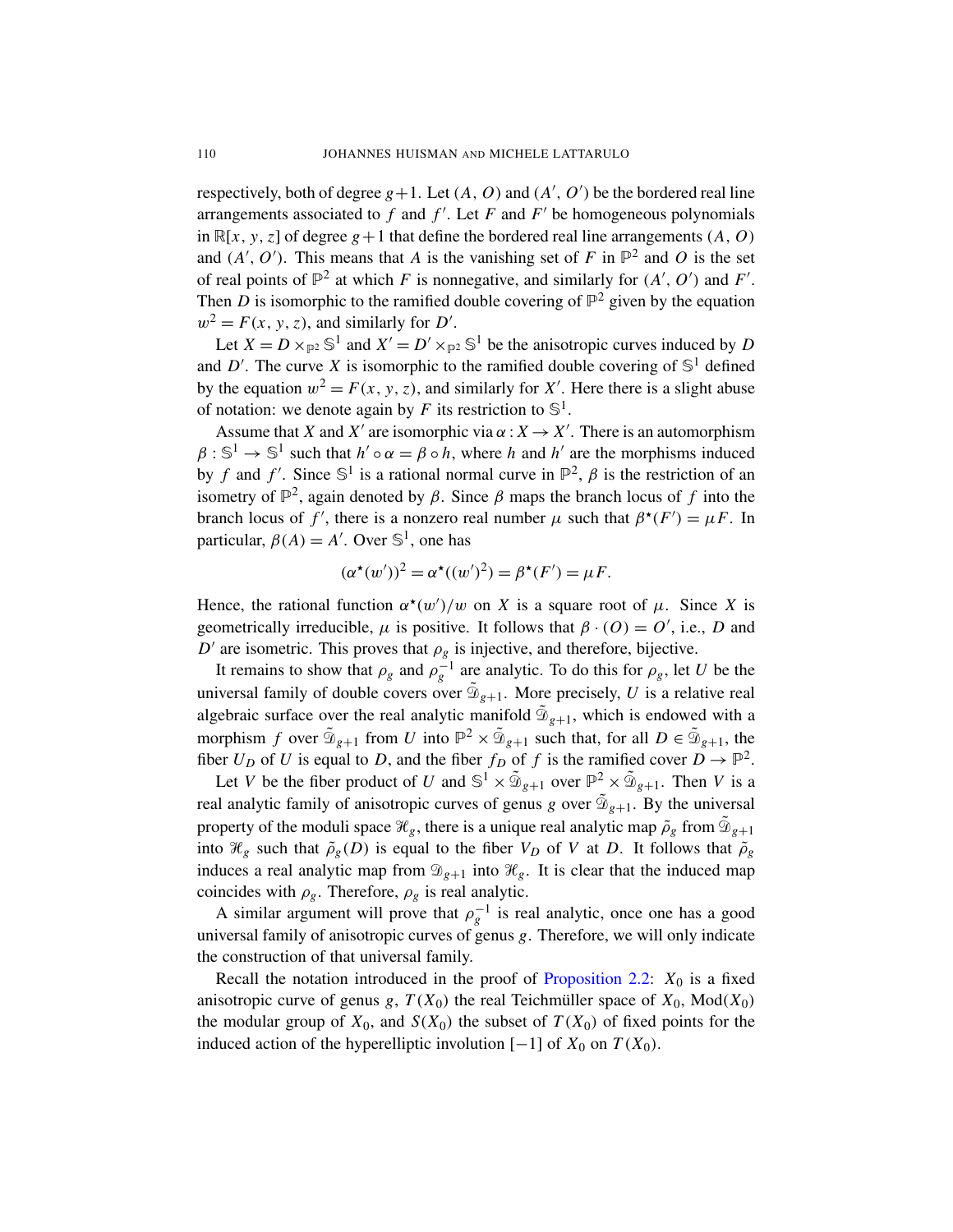respectively, both of degree $g+1$. Let $(A, O)$ and $(A', O')$ be the bordered real line arrangements associated to $f$ and $f'$. Let $F$ and $F'$ be homogeneous polynomials in $\mathbb{R}[x, y, z]$ of degree $g+1$ that define the bordered real line arrangements $(A, O)$ and $(A', O')$. This means that $A$ is the vanishing set of $F$ in $\mathbb{P}^2$ and $O$ is the set of real points of $\mathbb{P}^2$ at which $F$ is nonnegative, and similarly for $(A', O')$ and $F'$. Then $D$ is isomorphic to the ramified double covering of $\mathbb{P}^2$ given by the equation $w^2 = F(x, y, z)$, and similarly for $D'$.

Let $X = D \times_{\mathbb{P}^2} \mathbb{S}^1$ and $X' = D' \times_{\mathbb{P}^2} \mathbb{S}^1$ be the anisotropic curves induced by $D$ and $D'$. The curve $X$ is isomorphic to the ramified double covering of $\mathbb{S}^1$ defined by the equation $w^2 = F(x, y, z)$, and similarly for $X'$. Here there is a slight abuse of notation: we denote again by $F$ its restriction to $\mathbb{S}^1$.

Assume that $X$ and $X'$ are isomorphic via $\alpha : X \to X'$. There is an automorphism $\beta : \mathbb{S}^1 \to \mathbb{S}^1$ such that $h' \circ \alpha = \beta \circ h$, where $h$ and $h'$ are the morphisms induced by $f$ and $f'$. Since $\mathbb{S}^1$ is a rational normal curve in $\mathbb{P}^2$, $\beta$ is the restriction of an isometry of $\mathbb{P}^2$, again denoted by $\beta$. Since $\beta$ maps the branch locus of $f$ into the branch locus of $f'$, there is a nonzero real number $\mu$ such that $\beta^\star(F') = \mu F$. In particular, $\beta(A) = A'$. Over $\mathbb{S}^1$, one has

$$(\alpha^\star(w'))^2 = \alpha^\star((w')^2) = \beta^\star(F') = \mu F.$$

Hence, the rational function $\alpha^\star(w')/w$ on $X$ is a square root of $\mu$. Since $X$ is geometrically irreducible, $\mu$ is positive. It follows that $\beta \cdot (O) = O'$, i.e., $D$ and $D'$ are isometric. This proves that $\rho_g$ is injective, and therefore, bijective.

It remains to show that $\rho_g$ and $\rho_g^{-1}$ are analytic. To do this for $\rho_g$, let $U$ be the universal family of double covers over $\tilde{\mathscr{D}}_{g+1}$. More precisely, $U$ is a relative real algebraic surface over the real analytic manifold $\tilde{\mathscr{D}}_{g+1}$, which is endowed with a morphism $f$ over $\tilde{\mathscr{D}}_{g+1}$ from $U$ into $\mathbb{P}^2 \times \tilde{\mathscr{D}}_{g+1}$ such that, for all $D \in \tilde{\mathscr{D}}_{g+1}$, the fiber $U_D$ of $U$ is equal to $D$, and the fiber $f_D$ of $f$ is the ramified cover $D \to \mathbb{P}^2$.

Let $V$ be the fiber product of $U$ and $\mathbb{S}^1 \times \tilde{\mathscr{D}}_{g+1}$ over $\mathbb{P}^2 \times \tilde{\mathscr{D}}_{g+1}$. Then $V$ is a real analytic family of anisotropic curves of genus $g$ over $\tilde{\mathscr{D}}_{g+1}$. By the universal property of the moduli space $\mathscr{H}_g$, there is a unique real analytic map $\tilde{\rho}_g$ from $\tilde{\mathscr{D}}_{g+1}$ into $\mathscr{H}_g$ such that $\tilde{\rho}_g(D)$ is equal to the fiber $V_D$ of $V$ at $D$. It follows that $\tilde{\rho}_g$ induces a real analytic map from $\mathscr{D}_{g+1}$ into $\mathscr{H}_g$. It is clear that the induced map coincides with $\rho_g$. Therefore, $\rho_g$ is real analytic.

A similar argument will prove that $\rho_g^{-1}$ is real analytic, once one has a good universal family of anisotropic curves of genus $g$. Therefore, we will only indicate the construction of that universal family.

Recall the notation introduced in the proof of Proposition 2.2: $X_0$ is a fixed anisotropic curve of genus $g$, $T(X_0)$ the real Teichmüller space of $X_0$, $\mathrm{Mod}(X_0)$ the modular group of $X_0$, and $S(X_0)$ the subset of $T(X_0)$ of fixed points for the induced action of the hyperelliptic involution $[-1]$ of $X_0$ on $T(X_0)$.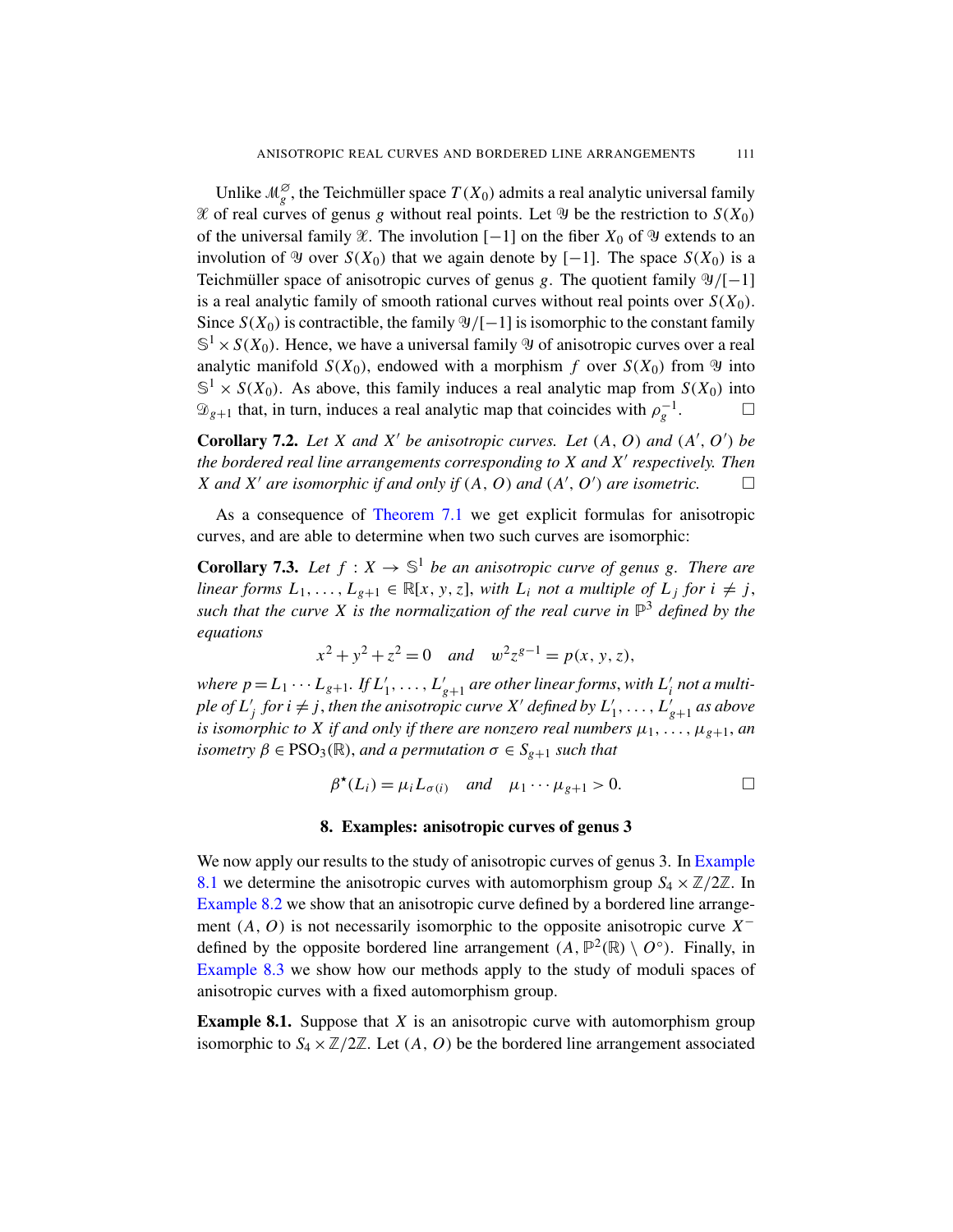Unlike $\mathcal{M}_g^{\varnothing}$, the Teichmüller space $T(X_0)$ admits a real analytic universal family $\mathcal{X}$ of real curves of genus $g$ without real points. Let $\mathcal{Y}$ be the restriction to $S(X_0)$ of the universal family $\mathcal{X}$. The involution $[-1]$ on the fiber $X_0$ of $\mathcal{Y}$ extends to an involution of $\mathcal{Y}$ over $S(X_0)$ that we again denote by $[-1]$. The space $S(X_0)$ is a Teichmüller space of anisotropic curves of genus $g$. The quotient family $\mathcal{Y}/[-1]$ is a real analytic family of smooth rational curves without real points over $S(X_0)$. Since $S(X_0)$ is contractible, the family $\mathcal{Y}/[-1]$ is isomorphic to the constant family $\mathbb{S}^1 \times S(X_0)$. Hence, we have a universal family $\mathcal{Y}$ of anisotropic curves over a real analytic manifold $S(X_0)$, endowed with a morphism $f$ over $S(X_0)$ from $\mathcal{Y}$ into $\mathbb{S}^1 \times S(X_0)$. As above, this family induces a real analytic map from $S(X_0)$ into $\mathcal{D}_{g+1}$ that, in turn, induces a real analytic map that coincides with $\rho_g^{-1}$. □

**Corollary 7.2.** *Let $X$ and $X'$ be anisotropic curves. Let $(A, O)$ and $(A', O')$ be the bordered real line arrangements corresponding to $X$ and $X'$ respectively. Then $X$ and $X'$ are isomorphic if and only if $(A, O)$ and $(A', O')$ are isometric.* □

As a consequence of Theorem 7.1 we get explicit formulas for anisotropic curves, and are able to determine when two such curves are isomorphic:

**Corollary 7.3.** *Let $f : X \to \mathbb{S}^1$ be an anisotropic curve of genus $g$. There are linear forms $L_1, \dots, L_{g+1} \in \mathbb{R}[x, y, z]$, with $L_i$ not a multiple of $L_j$ for $i \neq j$, such that the curve $X$ is the normalization of the real curve in $\mathbb{P}^3$ defined by the equations*

$$x^2 + y^2 + z^2 = 0 \quad \text{and} \quad w^2 z^{g-1} = p(x, y, z),$$

*where $p = L_1 \cdots L_{g+1}$. If $L'_1, \dots, L'_{g+1}$ are other linear forms, with $L'_i$ not a multiple of $L'_j$ for $i \neq j$, then the anisotropic curve $X'$ defined by $L'_1, \dots, L'_{g+1}$ as above is isomorphic to $X$ if and only if there are nonzero real numbers $\mu_1, \dots, \mu_{g+1}$, an isometry $\beta \in \mathrm{PSO}_3(\mathbb{R})$, and a permutation $\sigma \in S_{g+1}$ such that*

$$\beta^\star(L_i) = \mu_i L_{\sigma(i)} \quad \text{and} \quad \mu_1 \cdots \mu_{g+1} > 0.$$ □

## 8. Examples: anisotropic curves of genus 3

We now apply our results to the study of anisotropic curves of genus 3. In Example 8.1 we determine the anisotropic curves with automorphism group $S_4 \times \mathbb{Z}/2\mathbb{Z}$. In Example 8.2 we show that an anisotropic curve defined by a bordered line arrangement $(A, O)$ is not necessarily isomorphic to the opposite anisotropic curve $X^-$ defined by the opposite bordered line arrangement $(A, \mathbb{P}^2(\mathbb{R}) \setminus O^\circ)$. Finally, in Example 8.3 we show how our methods apply to the study of moduli spaces of anisotropic curves with a fixed automorphism group.

**Example 8.1.** Suppose that $X$ is an anisotropic curve with automorphism group isomorphic to $S_4 \times \mathbb{Z}/2\mathbb{Z}$. Let $(A, O)$ be the bordered line arrangement associated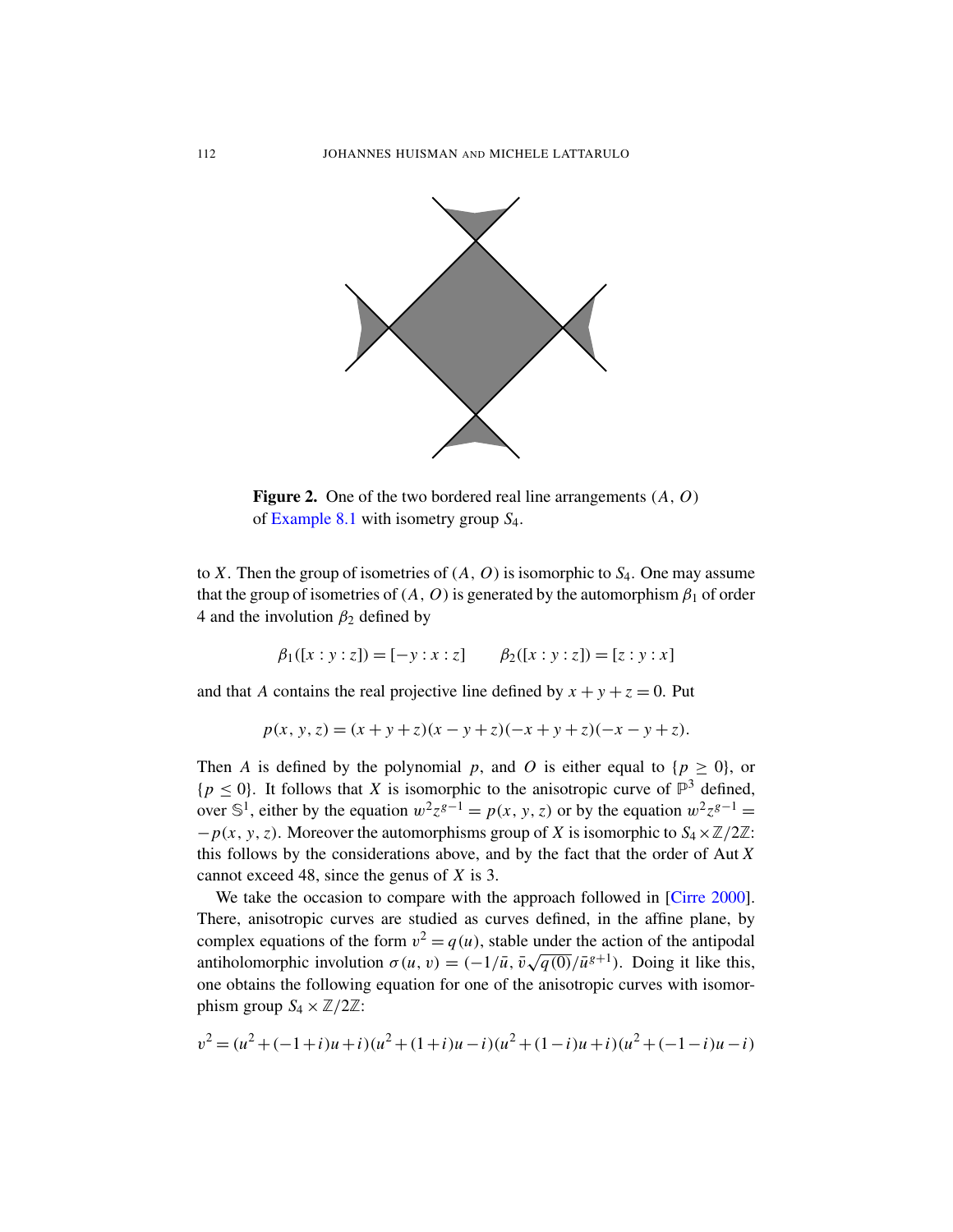**Figure 2.** One of the two bordered real line arrangements $(A, O)$ of Example 8.1 with isometry group $S_4$.

to $X$. Then the group of isometries of $(A, O)$ is isomorphic to $S_4$. One may assume that the group of isometries of $(A, O)$ is generated by the automorphism $\beta_1$ of order 4 and the involution $\beta_2$ defined by

$$\beta_1([x : y : z]) = [-y : x : z] \qquad \beta_2([x : y : z]) = [z : y : x]$$

and that $A$ contains the real projective line defined by $x + y + z = 0$. Put

$$p(x, y, z) = (x + y + z)(x - y + z)(-x + y + z)(-x - y + z).$$

Then $A$ is defined by the polynomial $p$, and $O$ is either equal to $\{p \geq 0\}$, or $\{p \leq 0\}$. It follows that $X$ is isomorphic to the anisotropic curve of $\mathbb{P}^3$ defined, over $\mathbb{S}^1$, either by the equation $w^2 z^{g-1} = p(x, y, z)$ or by the equation $w^2 z^{g-1} = -p(x, y, z)$. Moreover the automorphisms group of $X$ is isomorphic to $S_4 \times \mathbb{Z}/2\mathbb{Z}$: this follows by the considerations above, and by the fact that the order of $\operatorname{Aut} X$ cannot exceed 48, since the genus of $X$ is 3.

We take the occasion to compare with the approach followed in [Cirre 2000]. There, anisotropic curves are studied as curves defined, in the affine plane, by complex equations of the form $v^2 = q(u)$, stable under the action of the antipodal antiholomorphic involution $\sigma(u, v) = (-1/\bar{u}, \bar{v}\sqrt{q(0)}/\bar{u}^{g+1})$. Doing it like this, one obtains the following equation for one of the anisotropic curves with isomorphism group $S_4 \times \mathbb{Z}/2\mathbb{Z}$:

$$v^2 = (u^2 + (-1+i)u + i)(u^2 + (1+i)u - i)(u^2 + (1-i)u + i)(u^2 + (-1-i)u - i)$$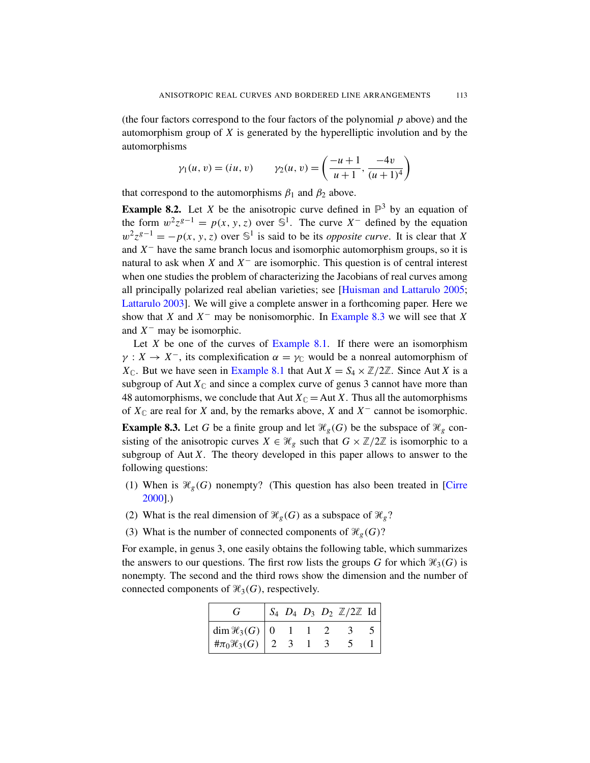(the four factors correspond to the four factors of the polynomial $p$ above) and the automorphism group of $X$ is generated by the hyperelliptic involution and by the automorphisms

$$\gamma_1(u, v) = (iu, v) \qquad \gamma_2(u, v) = \left(\frac{-u+1}{u+1}, \frac{-4v}{(u+1)^4}\right)$$

that correspond to the automorphisms $\beta_1$ and $\beta_2$ above.

**Example 8.2.** Let $X$ be the anisotropic curve defined in $\mathbb{P}^3$ by an equation of the form $w^2 z^{g-1} = p(x, y, z)$ over $\mathbb{S}^1$. The curve $X^-$ defined by the equation $w^2 z^{g-1} = -p(x, y, z)$ over $\mathbb{S}^1$ is said to be its *opposite curve*. It is clear that $X$ and $X^-$ have the same branch locus and isomorphic automorphism groups, so it is natural to ask when $X$ and $X^-$ are isomorphic. This question is of central interest when one studies the problem of characterizing the Jacobians of real curves among all principally polarized real abelian varieties; see [Huisman and Lattarulo 2005; Lattarulo 2003]. We will give a complete answer in a forthcoming paper. Here we show that $X$ and $X^-$ may be nonisomorphic. In Example 8.3 we will see that $X$ and $X^-$ may be isomorphic.

Let $X$ be one of the curves of Example 8.1. If there were an isomorphism $\gamma : X \to X^-$, its complexification $\alpha = \gamma_{\mathbb{C}}$ would be a nonreal automorphism of $X_{\mathbb{C}}$. But we have seen in Example 8.1 that $\operatorname{Aut} X = S_4 \times \mathbb{Z}/2\mathbb{Z}$. Since $\operatorname{Aut} X$ is a subgroup of $\operatorname{Aut} X_{\mathbb{C}}$ and since a complex curve of genus 3 cannot have more than 48 automorphisms, we conclude that $\operatorname{Aut} X_{\mathbb{C}} = \operatorname{Aut} X$. Thus all the automorphisms of $X_{\mathbb{C}}$ are real for $X$ and, by the remarks above, $X$ and $X^-$ cannot be isomorphic.

**Example 8.3.** Let $G$ be a finite group and let $\mathcal{H}_g(G)$ be the subspace of $\mathcal{H}_g$ consisting of the anisotropic curves $X \in \mathcal{H}_g$ such that $G \times \mathbb{Z}/2\mathbb{Z}$ is isomorphic to a subgroup of $\operatorname{Aut} X$. The theory developed in this paper allows to answer to the following questions:

1. When is $\mathcal{H}_g(G)$ nonempty? (This question has also been treated in [Cirre 2000].)
2. What is the real dimension of $\mathcal{H}_g(G)$ as a subspace of $\mathcal{H}_g$?
3. What is the number of connected components of $\mathcal{H}_g(G)$?

For example, in genus 3, one easily obtains the following table, which summarizes the answers to our questions. The first row lists the groups $G$ for which $\mathcal{H}_3(G)$ is nonempty. The second and the third rows show the dimension and the number of connected components of $\mathcal{H}_3(G)$, respectively.

| $G$ | $S_4$ | $D_4$ | $D_3$ | $D_2$ | $\mathbb{Z}/2\mathbb{Z}$ | Id |
|---|---|---|---|---|---|---|
| $\dim \mathcal{H}_3(G)$ | 0 | 1 | 1 | 2 | 3 | 5 |
| $\#\pi_0 \mathcal{H}_3(G)$ | 2 | 3 | 1 | 3 | 5 | 1 |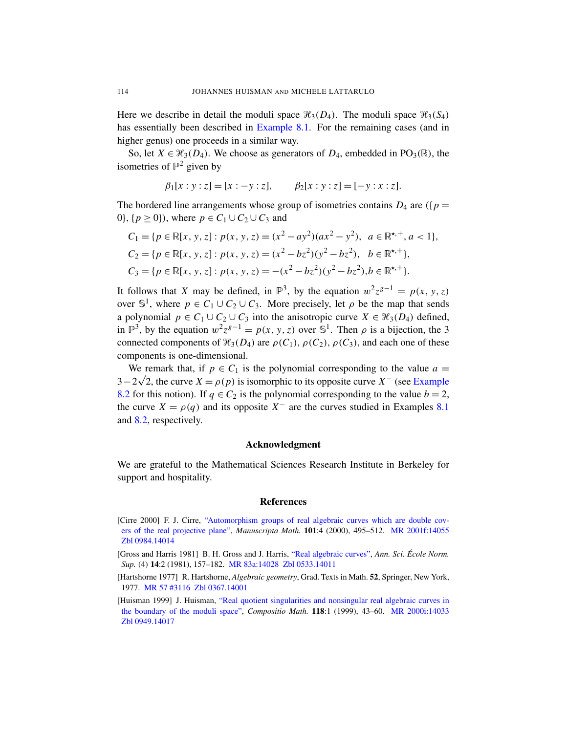Here we describe in detail the moduli space $\mathscr{H}_3(D_4)$. The moduli space $\mathscr{H}_3(S_4)$ has essentially been described in Example 8.1. For the remaining cases (and in higher genus) one proceeds in a similar way.

So, let $X \in \mathscr{H}_3(D_4)$. We choose as generators of $D_4$, embedded in $\mathrm{PO}_3(\mathbb{R})$, the isometries of $\mathbb{P}^2$ given by

$$\beta_1[x:y:z] = [x:-y:z], \qquad \beta_2[x:y:z] = [-y:x:z].$$

The bordered line arrangements whose group of isometries contains $D_4$ are $(\{p = 0\}, \{p \geq 0\})$, where $p \in C_1 \cup C_2 \cup C_3$ and

$$C_1 = \{p \in \mathbb{R}[x,y,z] : p(x,y,z) = (x^2 - ay^2)(ax^2 - y^2),\ \ a \in \mathbb{R}^{\star,+}, a < 1\},$$
$$C_2 = \{p \in \mathbb{R}[x,y,z] : p(x,y,z) = (x^2 - bz^2)(y^2 - bz^2),\ \ b \in \mathbb{R}^{\star,+}\},$$
$$C_3 = \{p \in \mathbb{R}[x,y,z] : p(x,y,z) = -(x^2 - bz^2)(y^2 - bz^2), b \in \mathbb{R}^{\star,+}\}.$$

It follows that $X$ may be defined, in $\mathbb{P}^3$, by the equation $w^2 z^{g-1} = p(x,y,z)$ over $\mathbb{S}^1$, where $p \in C_1 \cup C_2 \cup C_3$. More precisely, let $\rho$ be the map that sends a polynomial $p \in C_1 \cup C_2 \cup C_3$ into the anisotropic curve $X \in \mathscr{H}_3(D_4)$ defined, in $\mathbb{P}^3$, by the equation $w^2 z^{g-1} = p(x,y,z)$ over $\mathbb{S}^1$. Then $\rho$ is a bijection, the 3 connected components of $\mathscr{H}_3(D_4)$ are $\rho(C_1)$, $\rho(C_2)$, $\rho(C_3)$, and each one of these components is one-dimensional.

We remark that, if $p \in C_1$ is the polynomial corresponding to the value $a = 3 - 2\sqrt{2}$, the curve $X = \rho(p)$ is isomorphic to its opposite curve $X^-$ (see Example 8.2 for this notion). If $q \in C_2$ is the polynomial corresponding to the value $b = 2$, the curve $X = \rho(q)$ and its opposite $X^-$ are the curves studied in Examples 8.1 and 8.2, respectively.

## Acknowledgment

We are grateful to the Mathematical Sciences Research Institute in Berkeley for support and hospitality.

## References

[Cirre 2000] F. J. Cirre, "Automorphism groups of real algebraic curves which are double covers of the real projective plane", *Manuscripta Math.* **101**:4 (2000), 495–512. MR 2001f:14055 Zbl 0984.14014

[Gross and Harris 1981] B. H. Gross and J. Harris, "Real algebraic curves", *Ann. Sci. École Norm. Sup.* (4) **14**:2 (1981), 157–182. MR 83a:14028 Zbl 0533.14011

[Hartshorne 1977] R. Hartshorne, *Algebraic geometry*, Grad. Texts in Math. **52**, Springer, New York, 1977. MR 57 #3116 Zbl 0367.14001

[Huisman 1999] J. Huisman, "Real quotient singularities and nonsingular real algebraic curves in the boundary of the moduli space", *Compositio Math.* **118**:1 (1999), 43–60. MR 2000i:14033 Zbl 0949.14017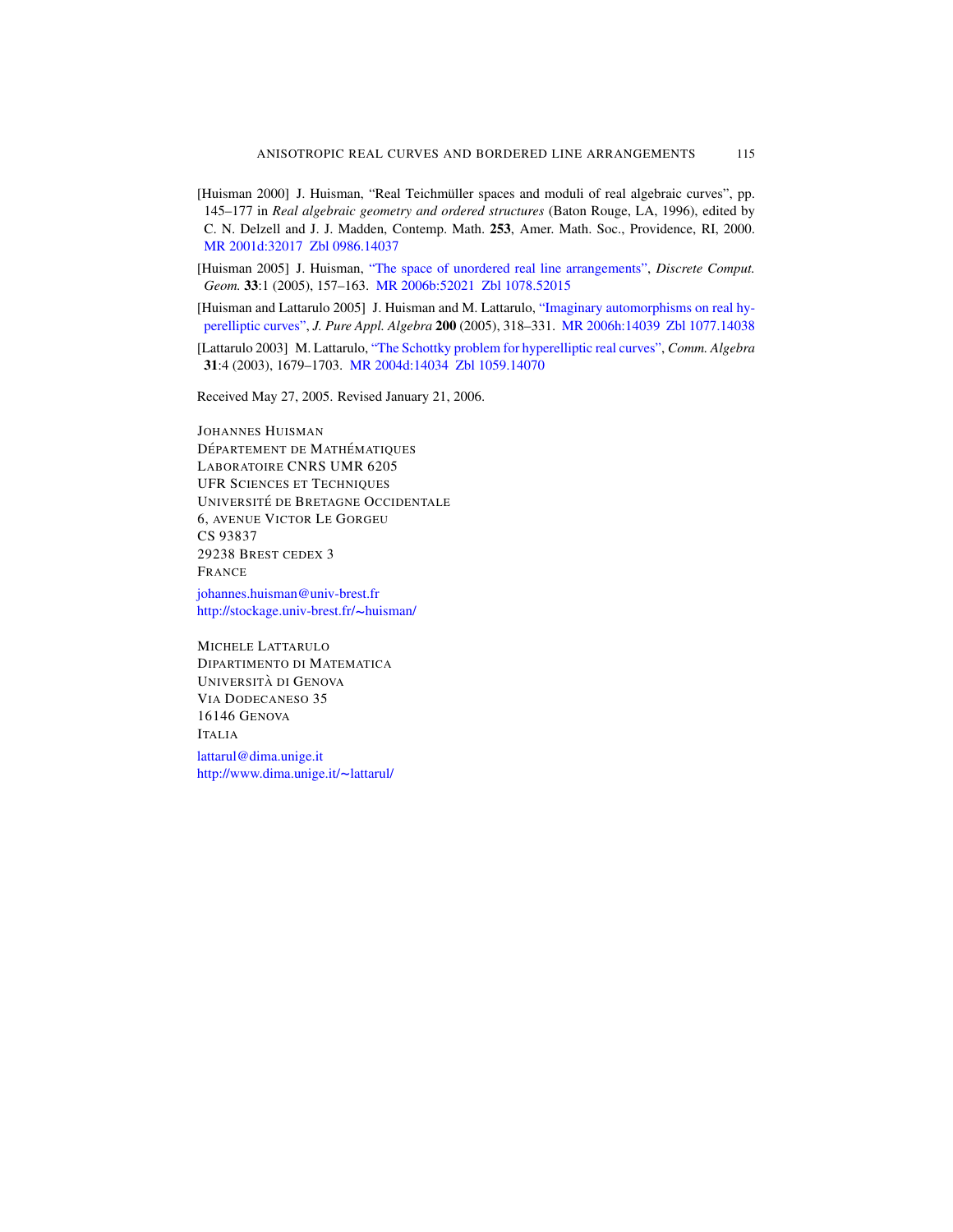[Huisman 2000] J. Huisman, "Real Teichmüller spaces and moduli of real algebraic curves", pp. 145–177 in *Real algebraic geometry and ordered structures* (Baton Rouge, LA, 1996), edited by C. N. Delzell and J. J. Madden, Contemp. Math. **253**, Amer. Math. Soc., Providence, RI, 2000. MR 2001d:32017 Zbl 0986.14037

[Huisman 2005] J. Huisman, "The space of unordered real line arrangements", *Discrete Comput. Geom.* **33**:1 (2005), 157–163. MR 2006b:52021 Zbl 1078.52015

[Huisman and Lattarulo 2005] J. Huisman and M. Lattarulo, "Imaginary automorphisms on real hyperelliptic curves", *J. Pure Appl. Algebra* **200** (2005), 318–331. MR 2006h:14039 Zbl 1077.14038

[Lattarulo 2003] M. Lattarulo, "The Schottky problem for hyperelliptic real curves", *Comm. Algebra* **31**:4 (2003), 1679–1703. MR 2004d:14034 Zbl 1059.14070

Received May 27, 2005. Revised January 21, 2006.

JOHANNES HUISMAN
DÉPARTEMENT DE MATHÉMATIQUES
LABORATOIRE CNRS UMR 6205
UFR SCIENCES ET TECHNIQUES
UNIVERSITÉ DE BRETAGNE OCCIDENTALE
6, AVENUE VICTOR LE GORGEU
CS 93837
29238 BREST CEDEX 3
FRANCE

johannes.huisman@univ-brest.fr
http://stockage.univ-brest.fr/~huisman/

MICHELE LATTARULO
DIPARTIMENTO DI MATEMATICA
UNIVERSITÀ DI GENOVA
VIA DODECANESO 35
16146 GENOVA
ITALIA

lattarul@dima.unige.it
http://www.dima.unige.it/~lattarul/